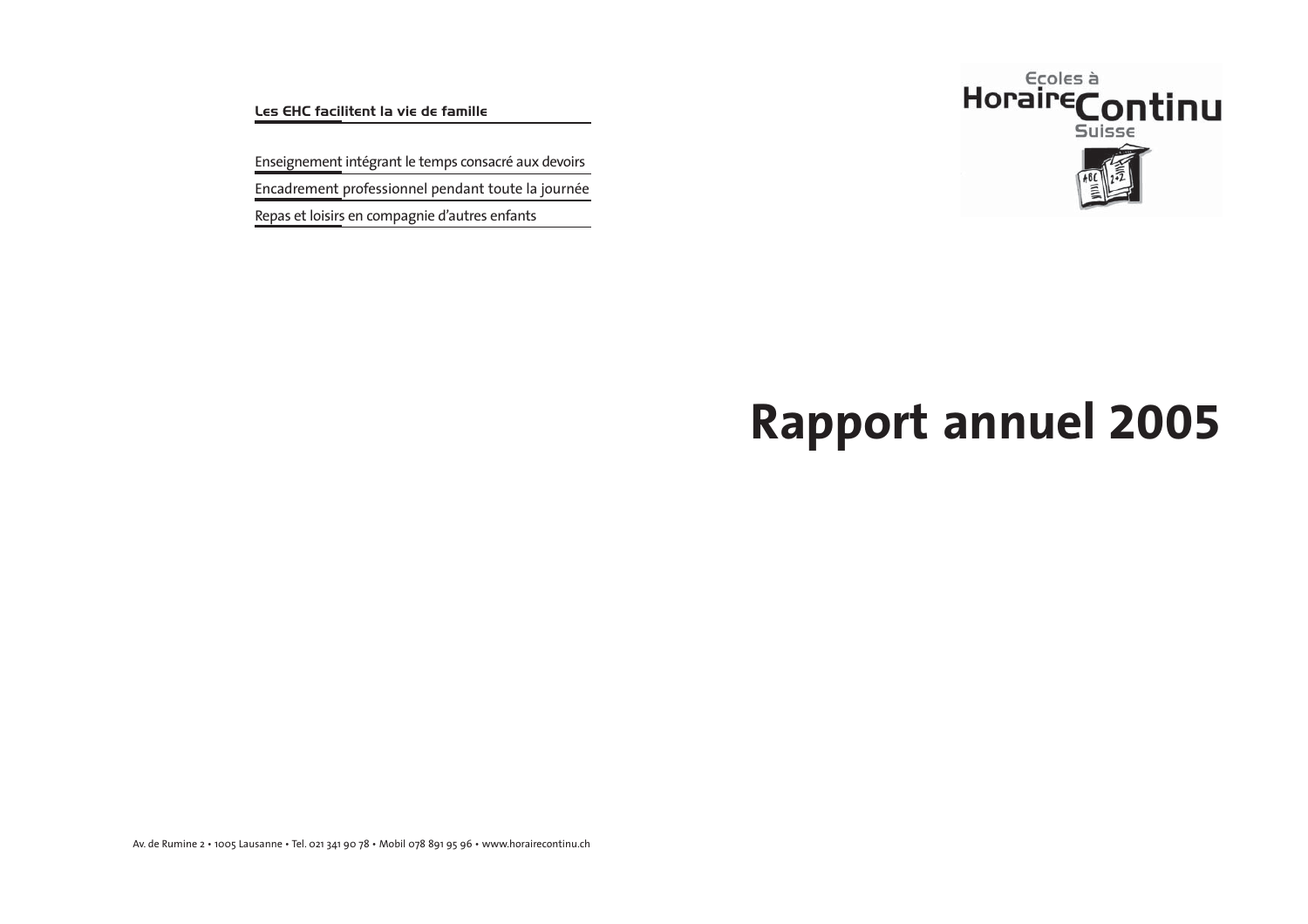**Les EHC facilitent la vie de famille**

Enseignement intégrant le temps consacré aux devoirs

Encadrement professionnel pendant toute la journée

Repas et loisirs en compagnie d'autres enfants

Ecoles à Horaire Continu Suisse

# Rapport annuel 2005

Av. de Rumine 2 • 1005 Lausanne • Tel. 021 341 90 78 • Mobil 078 891 95 96 • www.horairecontinu.ch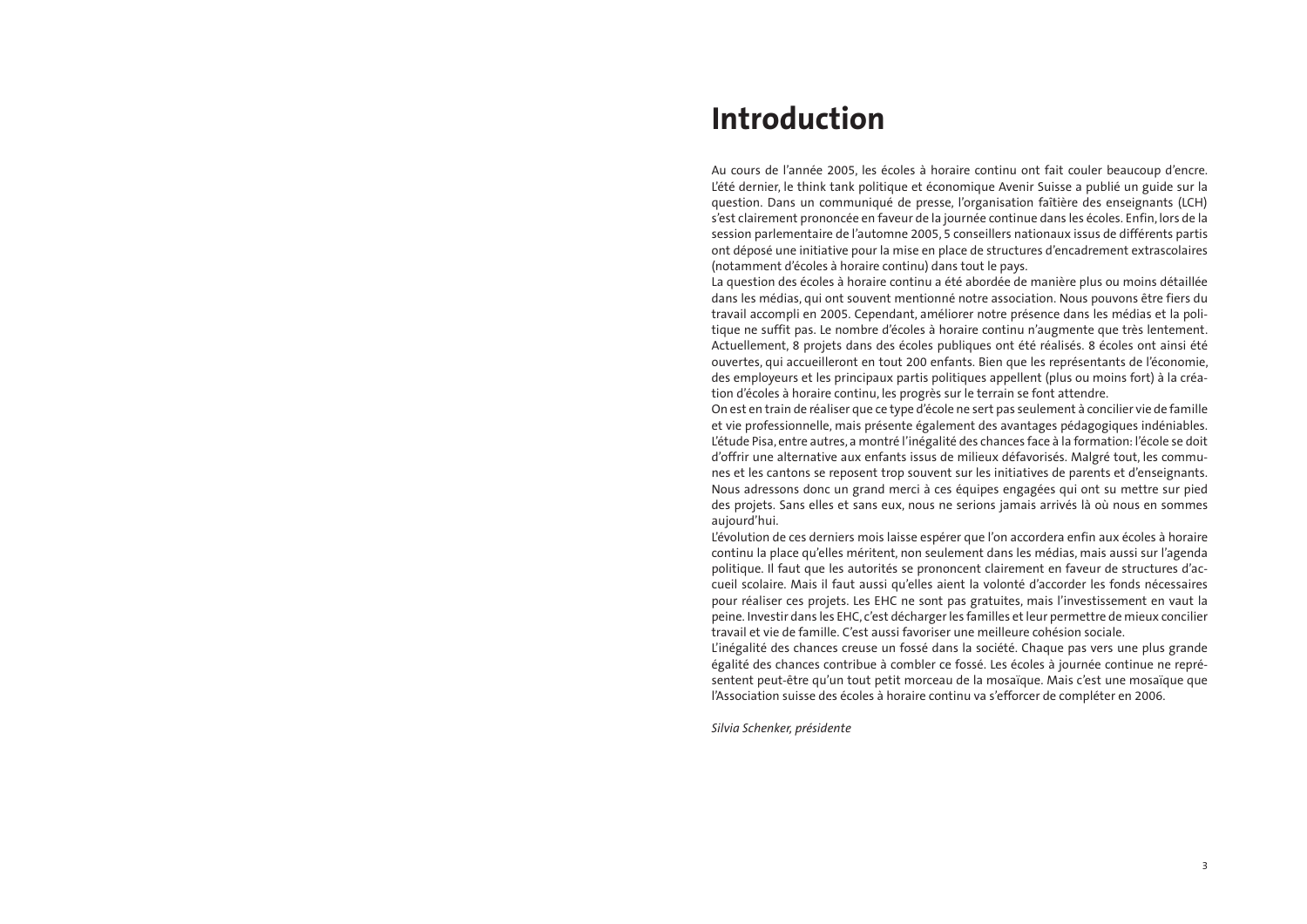# Introduction

Au cours de l'année 2005, les écoles à horaire continu ont fait couler beaucoup d'encre. L'été dernier, le think tank politique et économique Avenir Suisse a publié un guide sur la question. Dans un communiqué de presse, l'organisation faîtière des enseignants (LCH) s'est clairement prononcée en faveur de la journée continue dans les écoles. Enfin, lors de la session parlementaire de l'automne 2005, 5 conseillers nationaux issus de différents partis ont déposé une initiative pour la mise en place de structures d'encadrement extrascolaires (notamment d'écoles à horaire continu) dans tout le pays.

La question des écoles à horaire continu a été abordée de manière plus ou moins détaillée dans les médias, qui ont souvent mentionné notre association. Nous pouvons être fiers du travail accompli en 2005. Cependant, améliorer notre présence dans les médias et la politique ne suffit pas. Le nombre d'écoles à horaire continu n'augmente que très lentement. Actuellement, 8 projets dans des écoles publiques ont été réalisés. 8 écoles ont ainsi été ouvertes, qui accueilleront en tout 200 enfants. Bien que les représentants de l'économie, des employeurs et les principaux partis politiques appellent (plus ou moins fort) à la création d'écoles à horaire continu, les progrès sur le terrain se font attendre.

On est en train de réaliser que ce type d'école ne sert pas seulement à concilier vie de famille et vie professionnelle, mais présente également des avantages pédagogiques indéniables. L'étude Pisa, entre autres, a montré l'inégalité des chances face à la formation: l'école se doit d'offrir une alternative aux enfants issus de milieux défavorisés. Malgré tout, les communes et les cantons se reposent trop souvent sur les initiatives de parents et d'enseignants. Nous adressons donc un grand merci à ces équipes engagées qui ont su mettre sur pied des projets. Sans elles et sans eux, nous ne serions jamais arrivés là où nous en sommes aujourd'hui.

L'évolution de ces derniers mois laisse espérer que l'on accordera enfin aux écoles à horaire continu la place qu'elles méritent, non seulement dans les médias, mais aussi sur l'agenda politique. Il faut que les autorités se prononcent clairement en faveur de structures d'accueil scolaire. Mais il faut aussi qu'elles aient la volonté d'accorder les fonds nécessaires pour réaliser ces projets. Les EHC ne sont pas gratuites, mais l'investissement en vaut la peine. Investir dans les EHC, c'est décharger les familles et leur permettre de mieux concilier travail et vie de famille. C'est aussi favoriser une meilleure cohésion sociale.

L'inégalité des chances creuse un fossé dans la société. Chaque pas vers une plus grande égalité des chances contribue à combler ce fossé. Les écoles à journée continue ne représentent peut-être qu'un tout petit morceau de la mosaïque. Mais c'est une mosaïque que l'Association suisse des écoles à horaire continu va s'efforcer de compléter en 2006.

*Silvia Schenker, présidente*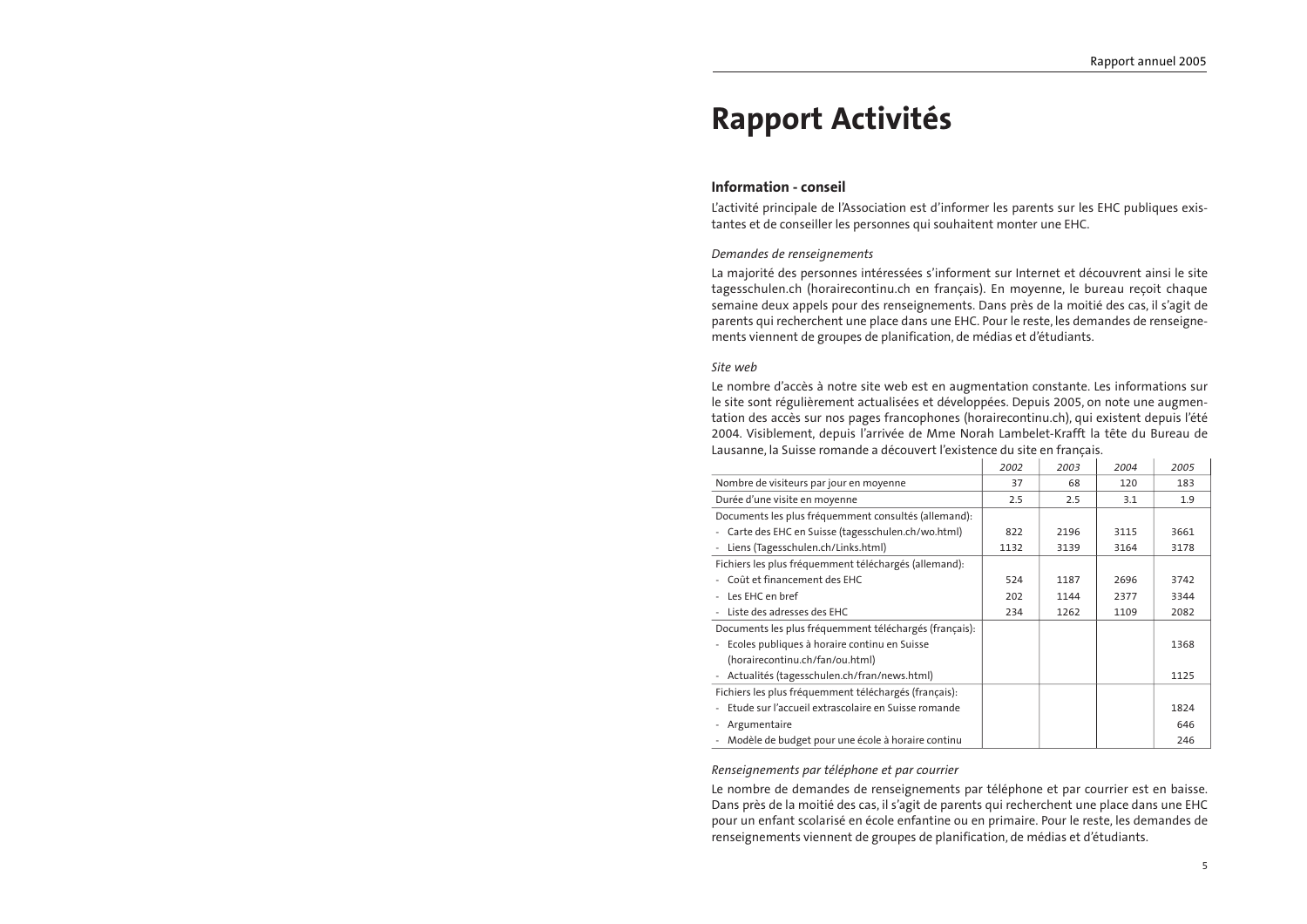# Rapport Activités

## Information - conseil

L'activité principale de l'Association est d'informer les parents sur les EHC publiques existantes et de conseiller les personnes qui souhaitent monter une EHC.

*Demandes de renseignements*

La majorité des personnes intéressées s'informent sur Internet et découvrent ainsi le site tagesschulen.ch (horairecontinu.ch en français). En moyenne, le bureau reçoit chaque semaine deux appels pour des renseignements. Dans près de la moitié des cas, il s'agit de parents qui recherchent une place dans une EHC. Pour le reste, les demandes de renseignements viennent de groupes de planification, de médias et d'étudiants.

*Site web*

Le nombre d'accès à notre site web est en augmentation constante. Les informations sur le site sont régulièrement actualisées et développées. Depuis 2005, on note une augmentation des accès sur nos pages francophones (horairecontinu.ch), qui existent depuis l'été 2004. Visiblement, depuis l'arrivée de Mme Norah Lambelet-Krafft la tête du Bureau de Lausanne, la Suisse romande a découvert l'existence du site en français.

| | 2002 | 2003 | 2004 | 2005 |
|---|---|---|---|---|
| Nombre de visiteurs par jour en moyenne | 37 | 68 | 120 | 183 |
| Durée d'une visite en moyenne | 2.5 | 2.5 | 3.1 | 1.9 |
| Documents les plus fréquemment consultés (allemand): | | | | |
| - Carte des EHC en Suisse (tagesschulen.ch/wo.html) | 822 | 2196 | 3115 | 3661 |
| - Liens (Tagesschulen.ch/Links.html) | 1132 | 3139 | 3164 | 3178 |
| Fichiers les plus fréquemment téléchargés (allemand): | | | | |
| - Coût et financement des EHC | 524 | 1187 | 2696 | 3742 |
| - Les EHC en bref | 202 | 1144 | 2377 | 3344 |
| - Liste des adresses des EHC | 234 | 1262 | 1109 | 2082 |
| Documents les plus fréquemment téléchargés (français): | | | | |
| - Ecoles publiques à horaire continu en Suisse (horairecontinu.ch/fan/ou.html) | | | | 1368 |
| - Actualités (tagesschulen.ch/fran/news.html) | | | | 1125 |
| Fichiers les plus fréquemment téléchargés (français): | | | | |
| - Etude sur l'accueil extrascolaire en Suisse romande | | | | 1824 |
| - Argumentaire | | | | 646 |
| - Modèle de budget pour une école à horaire continu | | | | 246 |

*Renseignements par téléphone et par courrier*

Le nombre de demandes de renseignements par téléphone et par courrier est en baisse. Dans près de la moitié des cas, il s'agit de parents qui recherchent une place dans une EHC pour un enfant scolarisé en école enfantine ou en primaire. Pour le reste, les demandes de renseignements viennent de groupes de planification, de médias et d'étudiants.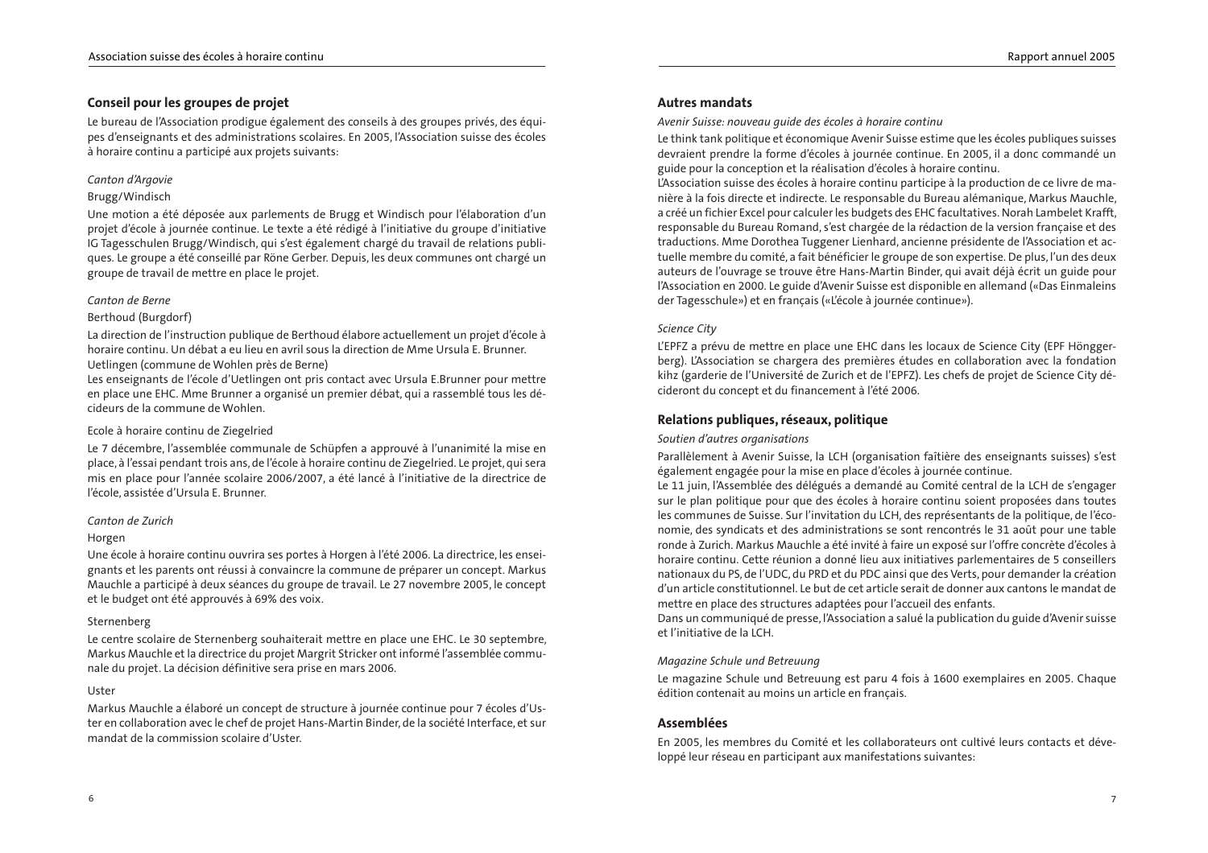## Conseil pour les groupes de projet

Le bureau de l'Association prodigue également des conseils à des groupes privés, des équipes d'enseignants et des administrations scolaires. En 2005, l'Association suisse des écoles à horaire continu a participé aux projets suivants:

*Canton d'Argovie*

Brugg/Windisch

Une motion a été déposée aux parlements de Brugg et Windisch pour l'élaboration d'un projet d'école à journée continue. Le texte a été rédigé à l'initiative du groupe d'initiative IG Tagesschulen Brugg/Windisch, qui s'est également chargé du travail de relations publiques. Le groupe a été conseillé par Röne Gerber. Depuis, les deux communes ont chargé un groupe de travail de mettre en place le projet.

*Canton de Berne*

Berthoud (Burgdorf)

La direction de l'instruction publique de Berthoud élabore actuellement un projet d'école à horaire continu. Un débat a eu lieu en avril sous la direction de Mme Ursula E. Brunner.

Uetlingen (commune de Wohlen près de Berne)

Les enseignants de l'école d'Uetlingen ont pris contact avec Ursula E.Brunner pour mettre en place une EHC. Mme Brunner a organisé un premier débat, qui a rassemblé tous les décideurs de la commune de Wohlen.

Ecole à horaire continu de Ziegelried

Le 7 décembre, l'assemblée communale de Schüpfen a approuvé à l'unanimité la mise en place, à l'essai pendant trois ans, de l'école à horaire continu de Ziegelried. Le projet, qui sera mis en place pour l'année scolaire 2006/2007, a été lancé à l'initiative de la directrice de l'école, assistée d'Ursula E. Brunner.

*Canton de Zurich*

Horgen

Une école à horaire continu ouvrira ses portes à Horgen à l'été 2006. La directrice, les enseignants et les parents ont réussi à convaincre la commune de préparer un concept. Markus Mauchle a participé à deux séances du groupe de travail. Le 27 novembre 2005, le concept et le budget ont été approuvés à 69% des voix.

Sternenberg

Le centre scolaire de Sternenberg souhaiterait mettre en place une EHC. Le 30 septembre, Markus Mauchle et la directrice du projet Margrit Stricker ont informé l'assemblée communale du projet. La décision définitive sera prise en mars 2006.

Uster

Markus Mauchle a élaboré un concept de structure à journée continue pour 7 écoles d'Uster en collaboration avec le chef de projet Hans-Martin Binder, de la société Interface, et sur mandat de la commission scolaire d'Uster.

## Autres mandats

*Avenir Suisse: nouveau guide des écoles à horaire continu*

Le think tank politique et économique Avenir Suisse estime que les écoles publiques suisses devraient prendre la forme d'écoles à journée continue. En 2005, il a donc commandé un guide pour la conception et la réalisation d'écoles à horaire continu.

L'Association suisse des écoles à horaire continu participe à la production de ce livre de manière à la fois directe et indirecte. Le responsable du Bureau alémanique, Markus Mauchle, a créé un fichier Excel pour calculer les budgets des EHC facultatives. Norah Lambelet Krafft, responsable du Bureau Romand, s'est chargée de la rédaction de la version française et des traductions. Mme Dorothea Tuggener Lienhard, ancienne présidente de l'Association et actuelle membre du comité, a fait bénéficier le groupe de son expertise. De plus, l'un des deux auteurs de l'ouvrage se trouve être Hans-Martin Binder, qui avait déjà écrit un guide pour l'Association en 2000. Le guide d'Avenir Suisse est disponible en allemand («Das Einmaleins der Tagesschule») et en français («L'école à journée continue»).

*Science City*

L'EPFZ a prévu de mettre en place une EHC dans les locaux de Science City (EPF Hönggerberg). L'Association se chargera des premières études en collaboration avec la fondation kihz (garderie de l'Université de Zurich et de l'EPFZ). Les chefs de projet de Science City décideront du concept et du financement à l'été 2006.

## Relations publiques, réseaux, politique

*Soutien d'autres organisations*

Parallèlement à Avenir Suisse, la LCH (organisation faîtière des enseignants suisses) s'est également engagée pour la mise en place d'écoles à journée continue.

Le 11 juin, l'Assemblée des délégués a demandé au Comité central de la LCH de s'engager sur le plan politique pour que des écoles à horaire continu soient proposées dans toutes les communes de Suisse. Sur l'invitation du LCH, des représentants de la politique, de l'économie, des syndicats et des administrations se sont rencontrés le 31 août pour une table ronde à Zurich. Markus Mauchle a été invité à faire un exposé sur l'offre concrète d'écoles à horaire continu. Cette réunion a donné lieu aux initiatives parlementaires de 5 conseillers nationaux du PS, de l'UDC, du PRD et du PDC ainsi que des Verts, pour demander la création d'un article constitutionnel. Le but de cet article serait de donner aux cantons le mandat de mettre en place des structures adaptées pour l'accueil des enfants.

Dans un communiqué de presse, l'Association a salué la publication du guide d'Avenir suisse et l'initiative de la LCH.

*Magazine Schule und Betreuung*

Le magazine Schule und Betreuung est paru 4 fois à 1600 exemplaires en 2005. Chaque édition contenait au moins un article en français.

## Assemblées

En 2005, les membres du Comité et les collaborateurs ont cultivé leurs contacts et développé leur réseau en participant aux manifestations suivantes: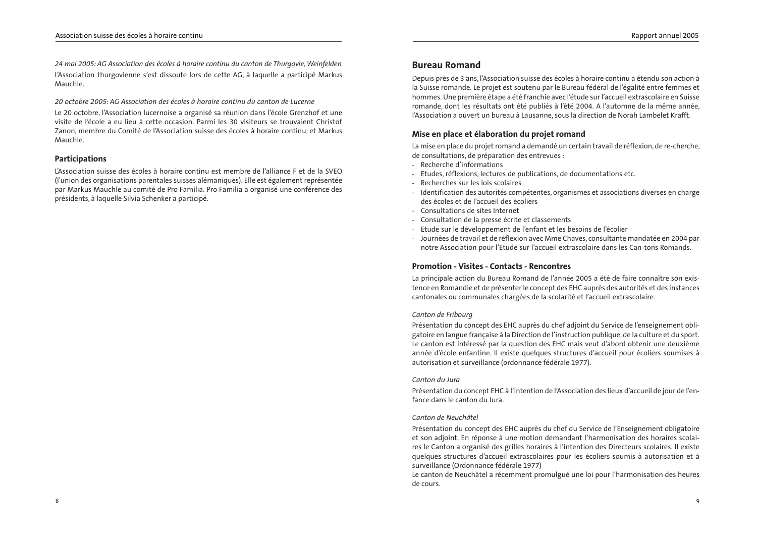*24 mai 2005: AG Association des écoles à horaire continu du canton de Thurgovie, Weinfelden*

L'Association thurgovienne s'est dissoute lors de cette AG, à laquelle a participé Markus Mauchle.

*20 octobre 2005: AG Association des écoles à horaire continu du canton de Lucerne*

Le 20 octobre, l'Association lucernoise a organisé sa réunion dans l'école Grenzhof et une visite de l'école a eu lieu à cette occasion. Parmi les 30 visiteurs se trouvaient Christof Zanon, membre du Comité de l'Association suisse des écoles à horaire continu, et Markus Mauchle.

### Participations

L'Association suisse des écoles à horaire continu est membre de l'alliance F et de la SVEO (l'union des organisations parentales suisses alémaniques). Elle est également représentée par Markus Mauchle au comité de Pro Familia. Pro Familia a organisé une conférence des présidents, à laquelle Silvia Schenker a participé.

## Bureau Romand

Depuis près de 3 ans, l'Association suisse des écoles à horaire continu a étendu son action à la Suisse romande. Le projet est soutenu par le Bureau fédéral de l'égalité entre femmes et hommes. Une première étape a été franchie avec l'étude sur l'accueil extrascolaire en Suisse romande, dont les résultats ont été publiés à l'été 2004. A l'automne de la même année, l'Association a ouvert un bureau à Lausanne, sous la direction de Norah Lambelet Krafft.

### Mise en place et élaboration du projet romand

La mise en place du projet romand a demandé un certain travail de réflexion, de re-cherche, de consultations, de préparation des entrevues :

- Recherche d'informations
- Etudes, réflexions, lectures de publications, de documentations etc.
- Recherches sur les lois scolaires
- Identification des autorités compétentes, organismes et associations diverses en charge des écoles et de l'accueil des écoliers
- Consultations de sites Internet
- Consultation de la presse écrite et classements
- Etude sur le développement de l'enfant et les besoins de l'écolier
- Journées de travail et de réflexion avec Mme Chaves, consultante mandatée en 2004 par notre Association pour l'Etude sur l'accueil extrascolaire dans les Can-tons Romands.

### Promotion - Visites - Contacts - Rencontres

La principale action du Bureau Romand de l'année 2005 a été de faire connaître son existence en Romandie et de présenter le concept des EHC auprès des autorités et des instances cantonales ou communales chargées de la scolarité et l'accueil extrascolaire.

*Canton de Fribourg*

Présentation du concept des EHC auprès du chef adjoint du Service de l'enseignement obligatoire en langue française à la Direction de l'instruction publique, de la culture et du sport. Le canton est intéressé par la question des EHC mais veut d'abord obtenir une deuxième année d'école enfantine. Il existe quelques structures d'accueil pour écoliers soumises à autorisation et surveillance (ordonnance fédérale 1977).

*Canton du Jura*

Présentation du concept EHC à l'intention de l'Association des lieux d'accueil de jour de l'enfance dans le canton du Jura.

*Canton de Neuchâtel*

Présentation du concept des EHC auprès du chef du Service de l'Enseignement obligatoire et son adjoint. En réponse à une motion demandant l'harmonisation des horaires scolaires le Canton a organisé des grilles horaires à l'intention des Directeurs scolaires. Il existe quelques structures d'accueil extrascolaires pour les écoliers soumis à autorisation et à surveillance (Ordonnance fédérale 1977)

Le canton de Neuchâtel a récemment promulgué une loi pour l'harmonisation des heures de cours.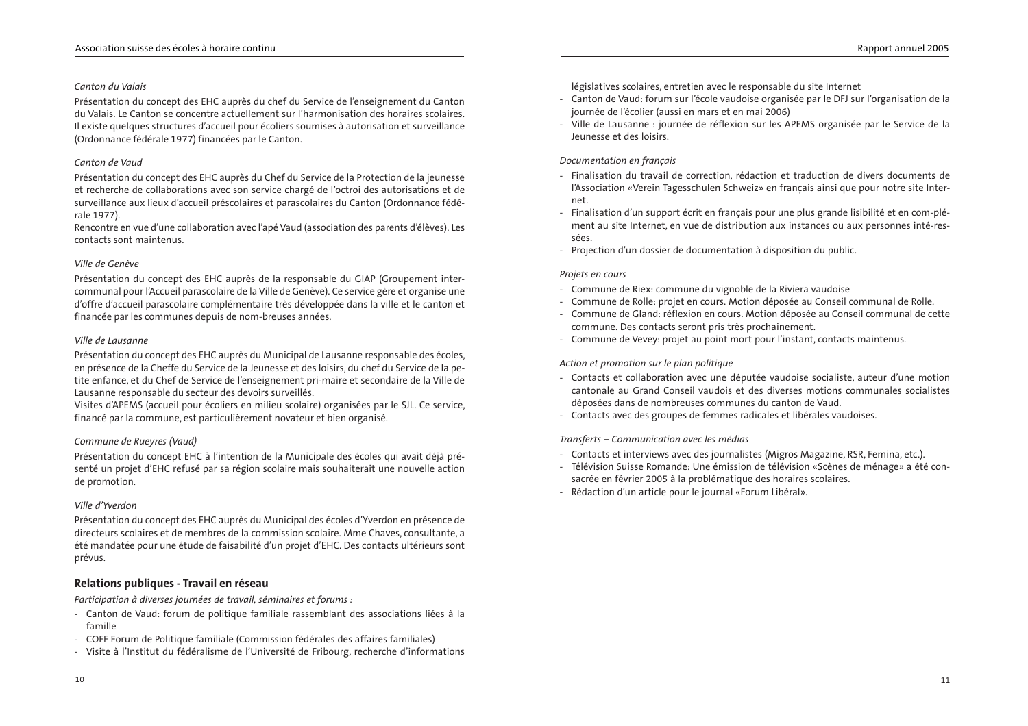*Canton du Valais*

Présentation du concept des EHC auprès du chef du Service de l'enseignement du Canton du Valais. Le Canton se concentre actuellement sur l'harmonisation des horaires scolaires. Il existe quelques structures d'accueil pour écoliers soumises à autorisation et surveillance (Ordonnance fédérale 1977) financées par le Canton.

*Canton de Vaud*

Présentation du concept des EHC auprès du Chef du Service de la Protection de la jeunesse et recherche de collaborations avec son service chargé de l'octroi des autorisations et de surveillance aux lieux d'accueil préscolaires et parascolaires du Canton (Ordonnance fédérale 1977).
Rencontre en vue d'une collaboration avec l'apé Vaud (association des parents d'élèves). Les contacts sont maintenus.

*Ville de Genève*

Présentation du concept des EHC auprès de la responsable du GIAP (Groupement intercommunal pour l'Accueil parascolaire de la Ville de Genève). Ce service gère et organise une d'offre d'accueil parascolaire complémentaire très développée dans la ville et le canton et financée par les communes depuis de nom-breuses années.

*Ville de Lausanne*

Présentation du concept des EHC auprès du Municipal de Lausanne responsable des écoles, en présence de la Cheffe du Service de la Jeunesse et des loisirs, du chef du Service de la petite enfance, et du Chef de Service de l'enseignement pri-maire et secondaire de la Ville de Lausanne responsable du secteur des devoirs surveillés.
Visites d'APEMS (accueil pour écoliers en milieu scolaire) organisées par le SJL. Ce service, financé par la commune, est particulièrement novateur et bien organisé.

*Commune de Rueyres (Vaud)*

Présentation du concept EHC à l'intention de la Municipale des écoles qui avait déjà présenté un projet d'EHC refusé par sa région scolaire mais souhaiterait une nouvelle action de promotion.

*Ville d'Yverdon*

Présentation du concept des EHC auprès du Municipal des écoles d'Yverdon en présence de directeurs scolaires et de membres de la commission scolaire. Mme Chaves, consultante, a été mandatée pour une étude de faisabilité d'un projet d'EHC. Des contacts ultérieurs sont prévus.

## Relations publiques - Travail en réseau

*Participation à diverses journées de travail, séminaires et forums :*

- Canton de Vaud: forum de politique familiale rassemblant des associations liées à la famille
- COFF Forum de Politique familiale (Commission fédérales des affaires familiales)
- Visite à l'Institut du fédéralisme de l'Université de Fribourg, recherche d'informations législatives scolaires, entretien avec le responsable du site Internet
- Canton de Vaud: forum sur l'école vaudoise organisée par le DFJ sur l'organisation de la journée de l'écolier (aussi en mars et en mai 2006)
- Ville de Lausanne : journée de réflexion sur les APEMS organisée par le Service de la Jeunesse et des loisirs.

*Documentation en français*

- Finalisation du travail de correction, rédaction et traduction de divers documents de l'Association «Verein Tagesschulen Schweiz» en français ainsi que pour notre site Internet.
- Finalisation d'un support écrit en français pour une plus grande lisibilité et en com-plément au site Internet, en vue de distribution aux instances ou aux personnes inté-ressées.
- Projection d'un dossier de documentation à disposition du public.

*Projets en cours*

- Commune de Riex: commune du vignoble de la Riviera vaudoise
- Commune de Rolle: projet en cours. Motion déposée au Conseil communal de Rolle.
- Commune de Gland: réflexion en cours. Motion déposée au Conseil communal de cette commune. Des contacts seront pris très prochainement.
- Commune de Vevey: projet au point mort pour l'instant, contacts maintenus.

*Action et promotion sur le plan politique*

- Contacts et collaboration avec une députée vaudoise socialiste, auteur d'une motion cantonale au Grand Conseil vaudois et des diverses motions communales socialistes déposées dans de nombreuses communes du canton de Vaud.
- Contacts avec des groupes de femmes radicales et libérales vaudoises.

*Transferts – Communication avec les médias*

- Contacts et interviews avec des journalistes (Migros Magazine, RSR, Femina, etc.).
- Télévision Suisse Romande: Une émission de télévision «Scènes de ménage» a été consacrée en février 2005 à la problématique des horaires scolaires.
- Rédaction d'un article pour le journal «Forum Libéral».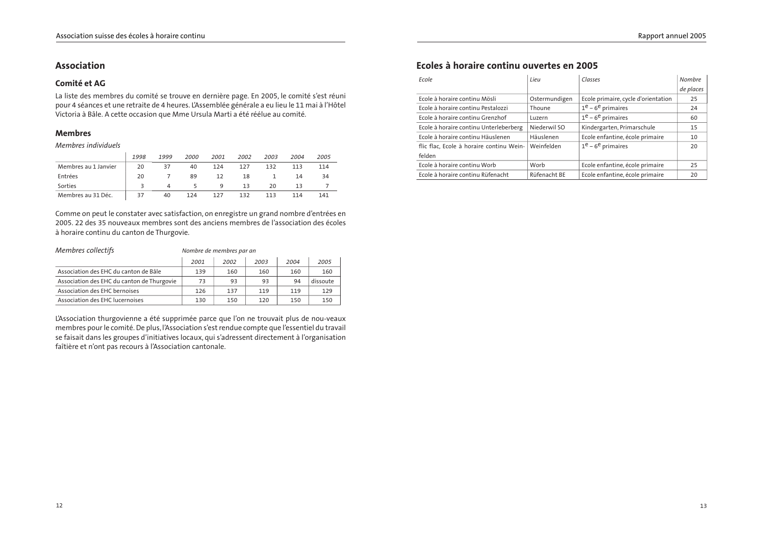## Association

### Comité et AG

La liste des membres du comité se trouve en dernière page. En 2005, le comité s'est réuni pour 4 séances et une retraite de 4 heures. L'Assemblée générale a eu lieu le 11 mai à l'Hôtel Victoria à Bâle. A cette occasion que Mme Ursula Marti a été réélue au comité.

### Membres

*Membres individuels*

| | *1998* | *1999* | *2000* | *2001* | *2002* | *2003* | *2004* | *2005* |
|---|---|---|---|---|---|---|---|---|
| Membres au 1 Janvier | 20 | 37 | 40 | 124 | 127 | 132 | 113 | 114 |
| Entrées | 20 | 7 | 89 | 12 | 18 | 1 | 14 | 34 |
| Sorties | 3 | 4 | 5 | 9 | 13 | 20 | 13 | 7 |
| Membres au 31 Déc. | 37 | 40 | 124 | 127 | 132 | 113 | 114 | 141 |

Comme on peut le constater avec satisfaction, on enregistre un grand nombre d'entrées en 2005. 22 des 35 nouveaux membres sont des anciens membres de l'association des écoles à horaire continu du canton de Thurgovie.

*Membres collectifs* — *Nombre de membres par an*

| | *2001* | *2002* | *2003* | *2004* | *2005* |
|---|---|---|---|---|---|
| Association des EHC du canton de Bâle | 139 | 160 | 160 | 160 | 160 |
| Association des EHC du canton de Thurgovie | 73 | 93 | 93 | 94 | dissoute |
| Association des EHC bernoises | 126 | 137 | 119 | 119 | 129 |
| Association des EHC lucernoises | 130 | 150 | 120 | 150 | 150 |

L'Association thurgovienne a été supprimée parce que l'on ne trouvait plus de nou-veaux membres pour le comité. De plus, l'Association s'est rendue compte que l'essentiel du travail se faisait dans les groupes d'initiatives locaux, qui s'adressent directement à l'organisation faîtière et n'ont pas recours à l'Association cantonale.

## Ecoles à horaire continu ouvertes en 2005

| *Ecole* | *Lieu* | *Classes* | *Nombre de places* |
|---|---|---|---|
| Ecole à horaire continu Mösli | Ostermundigen | Ecole primaire, cycle d'orientation | 25 |
| Ecole à horaire continu Pestalozzi | Thoune | 1e – 6e primaires | 24 |
| Ecole à horaire continu Grenzhof | Luzern | 1e – 6e primaires | 60 |
| Ecole à horaire continu Unterleberberg | Niederwil SO | Kindergarten, Primarschule | 15 |
| Ecole à horaire continu Häuslenen | Häuslenen | Ecole enfantine, école primaire | 10 |
| flic flac, Ecole à horaire continu Weinfelden | Weinfelden | 1e – 6e primaires | 20 |
| Ecole à horaire continu Worb | Worb | Ecole enfantine, école primaire | 25 |
| Ecole à horaire continu Rüfenacht | Rüfenacht BE | Ecole enfantine, école primaire | 20 |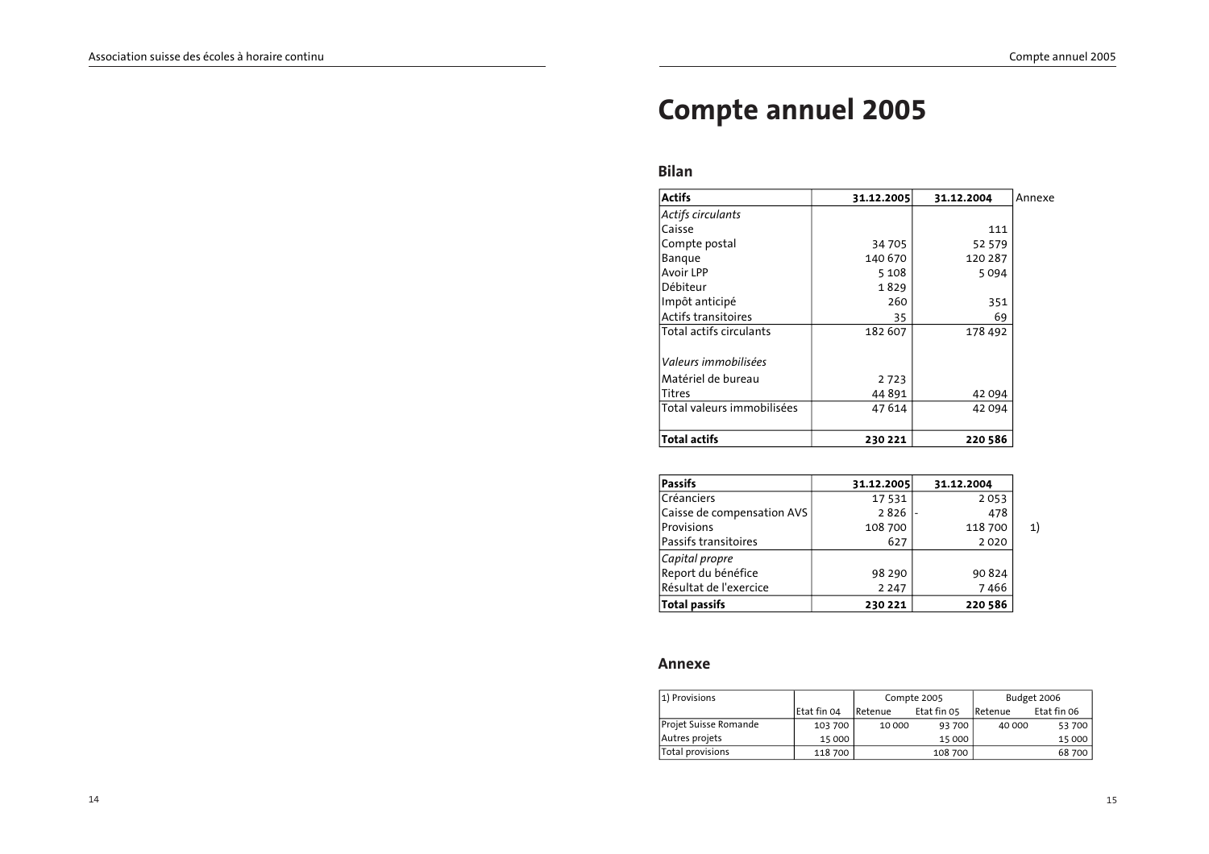# Compte annuel 2005

## Bilan

| Actifs | 31.12.2005 | 31.12.2004 | Annexe |
|---|---|---|---|
| *Actifs circulants* | | | |
| Caisse | | 111 | |
| Compte postal | 34 705 | 52 579 | |
| Banque | 140 670 | 120 287 | |
| Avoir LPP | 5 108 | 5 094 | |
| Débiteur | 1 829 | | |
| Impôt anticipé | 260 | 351 | |
| Actifs transitoires | 35 | 69 | |
| Total actifs circulants | 182 607 | 178 492 | |
| *Valeurs immobilisées* | | | |
| Matériel de bureau | 2 723 | | |
| Titres | 44 891 | 42 094 | |
| Total valeurs immobilisées | 47 614 | 42 094 | |
| **Total actifs** | **230 221** | **220 586** | |

| Passifs | 31.12.2005 | 31.12.2004 | |
|---|---|---|---|
| Créanciers | 17 531 | 2 053 | |
| Caisse de compensation AVS | 2 826 | - 478 | |
| Provisions | 108 700 | 118 700 | 1) |
| Passifs transitoires | 627 | 2 020 | |
| *Capital propre* | | | |
| Report du bénéfice | 98 290 | 90 824 | |
| Résultat de l'exercice | 2 247 | 7 466 | |
| **Total passifs** | **230 221** | **220 586** | |

## Annexe

| 1) Provisions | | Compte 2005 | | Budget 2006 | |
|---|---|---|---|---|---|
| | Etat fin 04 | Retenue | Etat fin 05 | Retenue | Etat fin 06 |
| Projet Suisse Romande | 103 700 | 10 000 | 93 700 | 40 000 | 53 700 |
| Autres projets | 15 000 | | 15 000 | | 15 000 |
| Total provisions | 118 700 | | 108 700 | | 68 700 |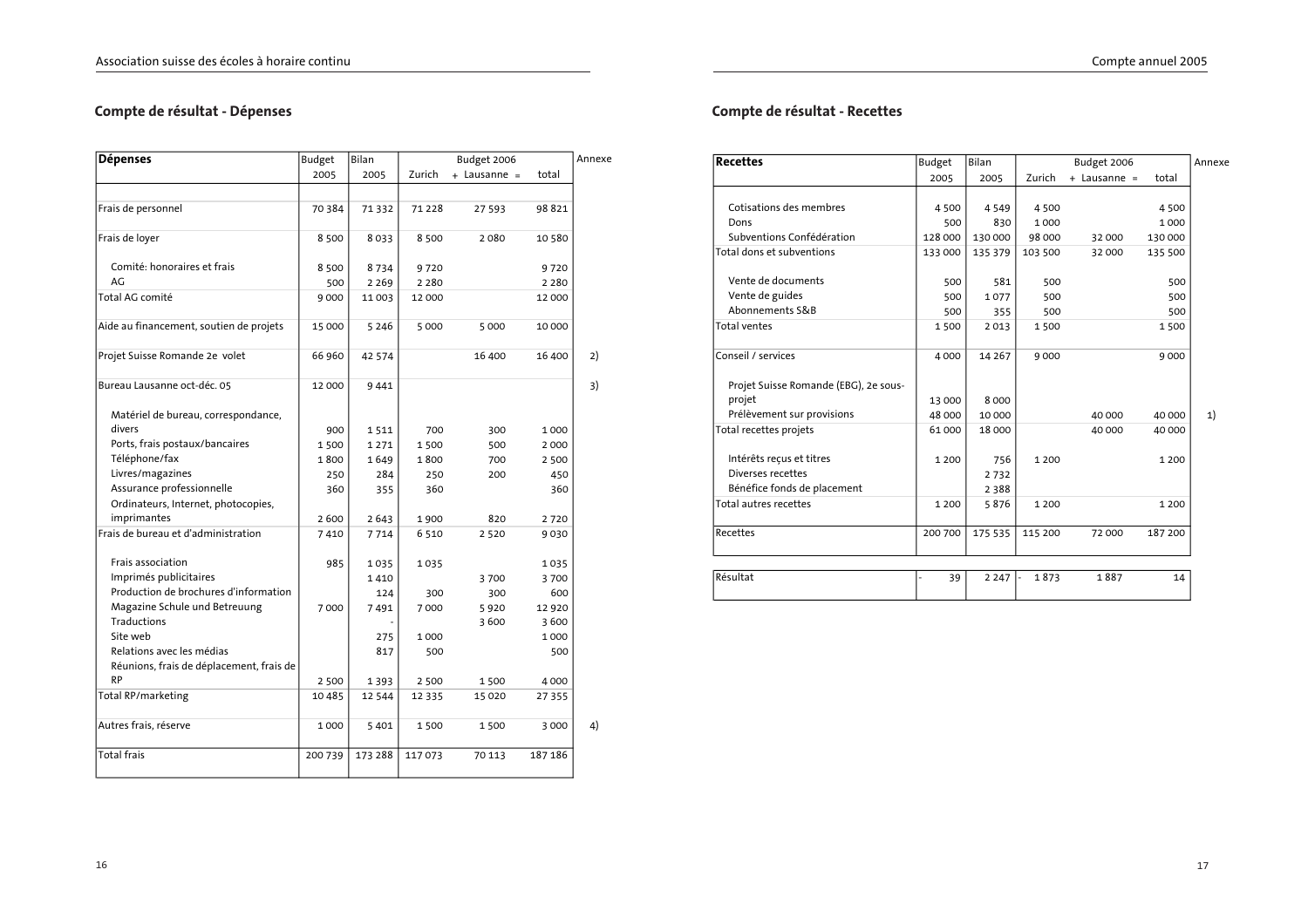## Compte de résultat - Dépenses

| Dépenses | Budget 2005 | Bilan 2005 | Budget 2006 Zurich | + Lausanne = | total | Annexe |
|---|---|---|---|---|---|---|
| Frais de personnel | 70 384 | 71 332 | 71 228 | 27 593 | 98 821 | |
| Frais de loyer | 8 500 | 8 033 | 8 500 | 2 080 | 10 580 | |
| Comité: honoraires et frais | 8 500 | 8 734 | 9 720 | | 9 720 | |
| AG | 500 | 2 269 | 2 280 | | 2 280 | |
| Total AG comité | 9 000 | 11 003 | 12 000 | | 12 000 | |
| Aide au financement, soutien de projets | 15 000 | 5 246 | 5 000 | 5 000 | 10 000 | |
| Projet Suisse Romande 2e volet | 66 960 | 42 574 | | 16 400 | 16 400 | 2) |
| Bureau Lausanne oct-déc. 05 | 12 000 | 9 441 | | | | 3) |
| Matériel de bureau, correspondance, divers | 900 | 1 511 | 700 | 300 | 1 000 | |
| Ports, frais postaux/bancaires | 1 500 | 1 271 | 1 500 | 500 | 2 000 | |
| Téléphone/fax | 1 800 | 1 649 | 1 800 | 700 | 2 500 | |
| Livres/magazines | 250 | 284 | 250 | 200 | 450 | |
| Assurance professionnelle | 360 | 355 | 360 | | 360 | |
| Ordinateurs, Internet, photocopies, imprimantes | 2 600 | 2 643 | 1 900 | 820 | 2 720 | |
| Frais de bureau et d'administration | 7 410 | 7 714 | 6 510 | 2 520 | 9 030 | |
| Frais association | 985 | 1 035 | 1 035 | | 1 035 | |
| Imprimés publicitaires | | 1 410 | | 3 700 | 3 700 | |
| Production de brochures d'information | | 124 | 300 | 300 | 600 | |
| Magazine Schule und Betreuung | 7 000 | 7 491 | 7 000 | 5 920 | 12 920 | |
| Traductions | | - | | 3 600 | 3 600 | |
| Site web | | 275 | 1 000 | | 1 000 | |
| Relations avec les médias | | 817 | 500 | | 500 | |
| Réunions, frais de déplacement, frais de RP | 2 500 | 1 393 | 2 500 | 1 500 | 4 000 | |
| Total RP/marketing | 10 485 | 12 544 | 12 335 | 15 020 | 27 355 | |
| Autres frais, réserve | 1 000 | 5 401 | 1 500 | 1 500 | 3 000 | 4) |
| Total frais | 200 739 | 173 288 | 117 073 | 70 113 | 187 186 | |

## Compte de résultat - Recettes

| Recettes | Budget 2005 | Bilan 2005 | Budget 2006 Zurich | + Lausanne = | total | Annexe |
|---|---|---|---|---|---|---|
| Cotisations des membres | 4 500 | 4 549 | 4 500 | | 4 500 | |
| Dons | 500 | 830 | 1 000 | | 1 000 | |
| Subventions Confédération | 128 000 | 130 000 | 98 000 | 32 000 | 130 000 | |
| Total dons et subventions | 133 000 | 135 379 | 103 500 | 32 000 | 135 500 | |
| Vente de documents | 500 | 581 | 500 | | 500 | |
| Vente de guides | 500 | 1 077 | 500 | | 500 | |
| Abonnements S&B | 500 | 355 | 500 | | 500 | |
| Total ventes | 1 500 | 2 013 | 1 500 | | 1 500 | |
| Conseil / services | 4 000 | 14 267 | 9 000 | | 9 000 | |
| Projet Suisse Romande (EBG), 2e sous-projet | 13 000 | 8 000 | | | | |
| Prélèvement sur provisions | 48 000 | 10 000 | | 40 000 | 40 000 | 1) |
| Total recettes projets | 61 000 | 18 000 | | 40 000 | 40 000 | |
| Intérêts reçus et titres | 1 200 | 756 | 1 200 | | 1 200 | |
| Diverses recettes | | 2 732 | | | | |
| Bénéfice fonds de placement | | 2 388 | | | | |
| Total autres recettes | 1 200 | 5 876 | 1 200 | | 1 200 | |
| Recettes | 200 700 | 175 535 | 115 200 | 72 000 | 187 200 | |
| Résultat | - 39 | 2 247 | - 1 873 | 1 887 | 14 | |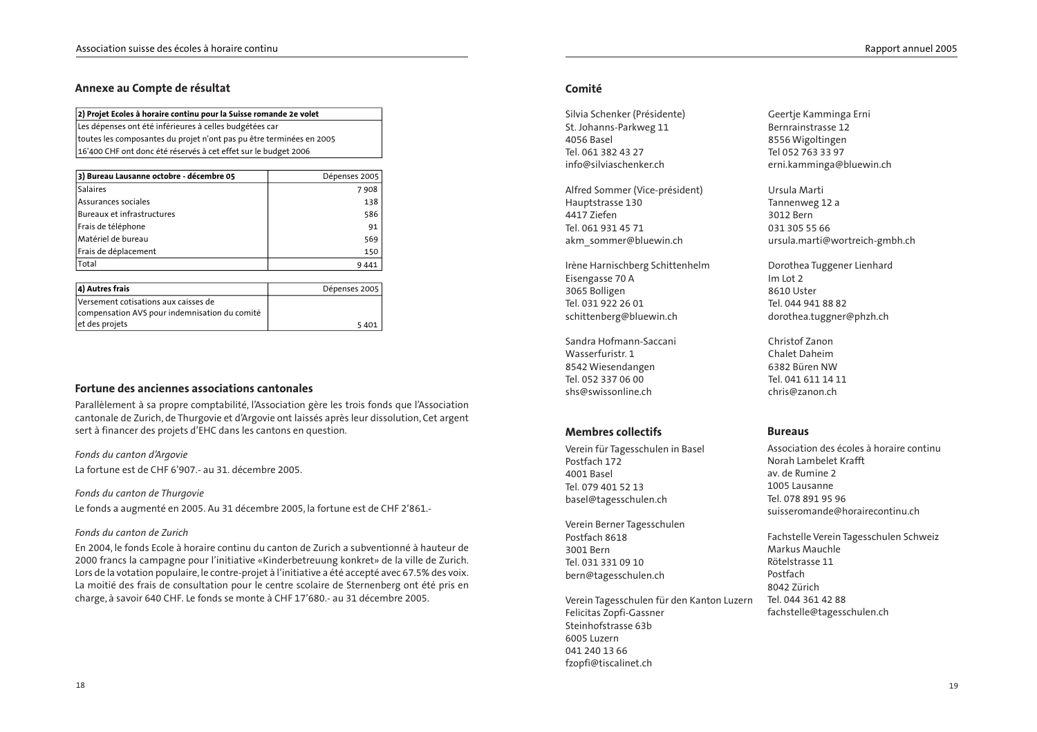## Annexe au Compte de résultat

| **2) Projet Ecoles à horaire continu pour la Suisse romande 2e volet** |
|---|
| Les dépenses ont été inférieures à celles budgétées car |
| toutes les composantes du projet n'ont pas pu être terminées en 2005 |
| 16'400 CHF ont donc été réservés à cet effet sur le budget 2006 |

| **3) Bureau Lausanne octobre - décembre 05** | Dépenses 2005 |
|---|---|
| Salaires | 7 908 |
| Assurances sociales | 138 |
| Bureaux et infrastructures | 586 |
| Frais de téléphone | 91 |
| Matériel de bureau | 569 |
| Frais de déplacement | 150 |
| Total | 9 441 |

| **4) Autres frais** | Dépenses 2005 |
|---|---|
| Versement cotisations aux caisses de compensation AVS pour indemnisation du comité et des projets | 5 401 |

## Fortune des anciennes associations cantonales

Parallèlement à sa propre comptabilité, l'Association gère les trois fonds que l'Association cantonale de Zurich, de Thurgovie et d'Argovie ont laissés après leur dissolution, Cet argent sert à financer des projets d'EHC dans les cantons en question.

*Fonds du canton d'Argovie*

La fortune est de CHF 6'907.- au 31. décembre 2005.

*Fonds du canton de Thurgovie*

Le fonds a augmenté en 2005. Au 31 décembre 2005, la fortune est de CHF 2'861.-

*Fonds du canton de Zurich*

En 2004, le fonds Ecole à horaire continu du canton de Zurich a subventionné à hauteur de 2000 francs la campagne pour l'initiative «Kinderbetreuung konkret» de la ville de Zurich. Lors de la votation populaire, le contre-projet à l'initiative a été accepté avec 67.5% des voix. La moitié des frais de consultation pour le centre scolaire de Sternenberg ont été pris en charge, à savoir 640 CHF. Le fonds se monte à CHF 17'680.- au 31 décembre 2005.

## Comité

Silvia Schenker (Présidente)
St. Johanns-Parkweg 11
4056 Basel
Tel. 061 382 43 27
info@silviaschenker.ch

Alfred Sommer (Vice-président)
Hauptstrasse 130
4417 Ziefen
Tel. 061 931 45 71
akm_sommer@bluewin.ch

Irène Harnischberg Schittenhelm
Eisengasse 70 A
3065 Bolligen
Tel. 031 922 26 01
schittenberg@bluewin.ch

Sandra Hofmann-Saccani
Wasserfuristr. 1
8542 Wiesendangen
Tel. 052 337 06 00
shs@swissonline.ch

Geertje Kamminga Erni
Bernrainstrasse 12
8556 Wigoltingen
Tel 052 763 33 97
erni.kamminga@bluewin.ch

Ursula Marti
Tannenweg 12 a
3012 Bern
031 305 55 66
ursula.marti@wortreich-gmbh.ch

Dorothea Tuggener Lienhard
Im Lot 2
8610 Uster
Tel. 044 941 88 82
dorothea.tuggner@phzh.ch

Christof Zanon
Chalet Daheim
6382 Büren NW
Tel. 041 611 14 11
chris@zanon.ch

## Membres collectifs

Verein für Tagesschulen in Basel
Postfach 172
4001 Basel
Tel. 079 401 52 13
basel@tagesschulen.ch

Verein Berner Tagesschulen
Postfach 8618
3001 Bern
Tel. 031 331 09 10
bern@tagesschulen.ch

Verein Tagesschulen für den Kanton Luzern
Felicitas Zopfi-Gassner
Steinhofstrasse 63b
6005 Luzern
041 240 13 66
fzopfi@tiscalinet.ch

## Bureaus

Association des écoles à horaire continu
Norah Lambelet Krafft
av. de Rumine 2
1005 Lausanne
Tel. 078 891 95 96
suisseromande@horairecontinu.ch

Fachstelle Verein Tagesschulen Schweiz
Markus Mauchle
Rötelstrasse 11
Postfach
8042 Zürich
Tel. 044 361 42 88
fachstelle@tagesschulen.ch